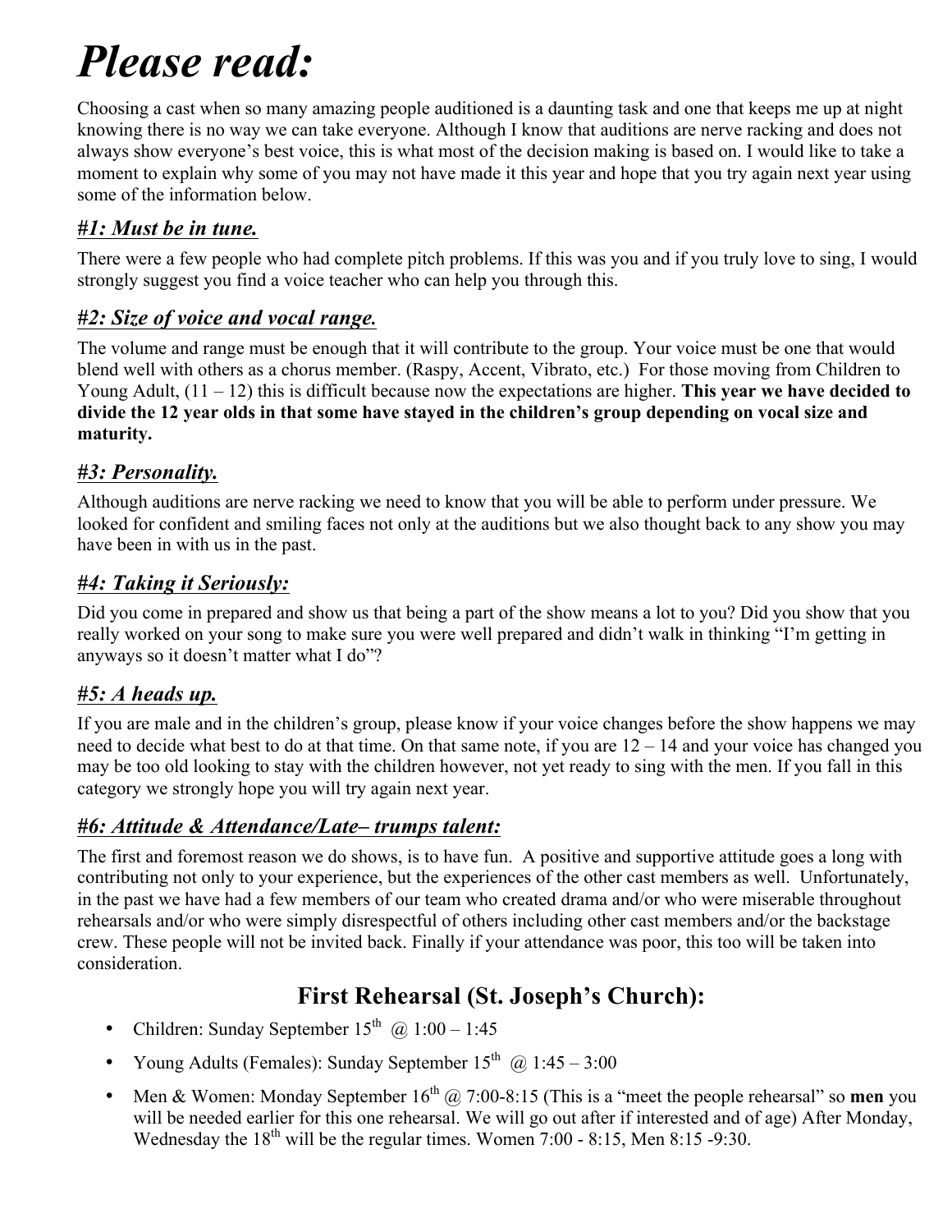# *Please read:*

Choosing a cast when so many amazing people auditioned is a daunting task and one that keeps me up at night knowing there is no way we can take everyone. Although I know that auditions are nerve racking and does not always show everyone's best voice, this is what most of the decision making is based on. I would like to take a moment to explain why some of you may not have made it this year and hope that you try again next year using some of the information below.

### *#1: Must be in tune.*

There were a few people who had complete pitch problems. If this was you and if you truly love to sing, I would strongly suggest you find a voice teacher who can help you through this.

### *#2: Size of voice and vocal range.*

The volume and range must be enough that it will contribute to the group. Your voice must be one that would blend well with others as a chorus member. (Raspy, Accent, Vibrato, etc.) For those moving from Children to Young Adult, (11 – 12) this is difficult because now the expectations are higher. **This year we have decided to divide the 12 year olds in that some have stayed in the children's group depending on vocal size and maturity.**

### *#3: Personality.*

Although auditions are nerve racking we need to know that you will be able to perform under pressure. We looked for confident and smiling faces not only at the auditions but we also thought back to any show you may have been in with us in the past.

### *#4: Taking it Seriously:*

Did you come in prepared and show us that being a part of the show means a lot to you? Did you show that you really worked on your song to make sure you were well prepared and didn't walk in thinking "I'm getting in anyways so it doesn't matter what I do"?

### *#5: A heads up.*

If you are male and in the children's group, please know if your voice changes before the show happens we may need to decide what best to do at that time. On that same note, if you are 12 – 14 and your voice has changed you may be too old looking to stay with the children however, not yet ready to sing with the men. If you fall in this category we strongly hope you will try again next year.

### *#6: Attitude & Attendance/Late– trumps talent:*

The first and foremost reason we do shows, is to have fun. A positive and supportive attitude goes a long with contributing not only to your experience, but the experiences of the other cast members as well. Unfortunately, in the past we have had a few members of our team who created drama and/or who were miserable throughout rehearsals and/or who were simply disrespectful of others including other cast members and/or the backstage crew. These people will not be invited back. Finally if your attendance was poor, this too will be taken into consideration.

## First Rehearsal (St. Joseph's Church):

- Children: Sunday September 15th @ 1:00 – 1:45
- Young Adults (Females): Sunday September 15th @ 1:45 – 3:00
- Men & Women: Monday September 16th @ 7:00-8:15 (This is a "meet the people rehearsal" so **men** you will be needed earlier for this one rehearsal. We will go out after if interested and of age) After Monday, Wednesday the 18th will be the regular times. Women 7:00 - 8:15, Men 8:15 -9:30.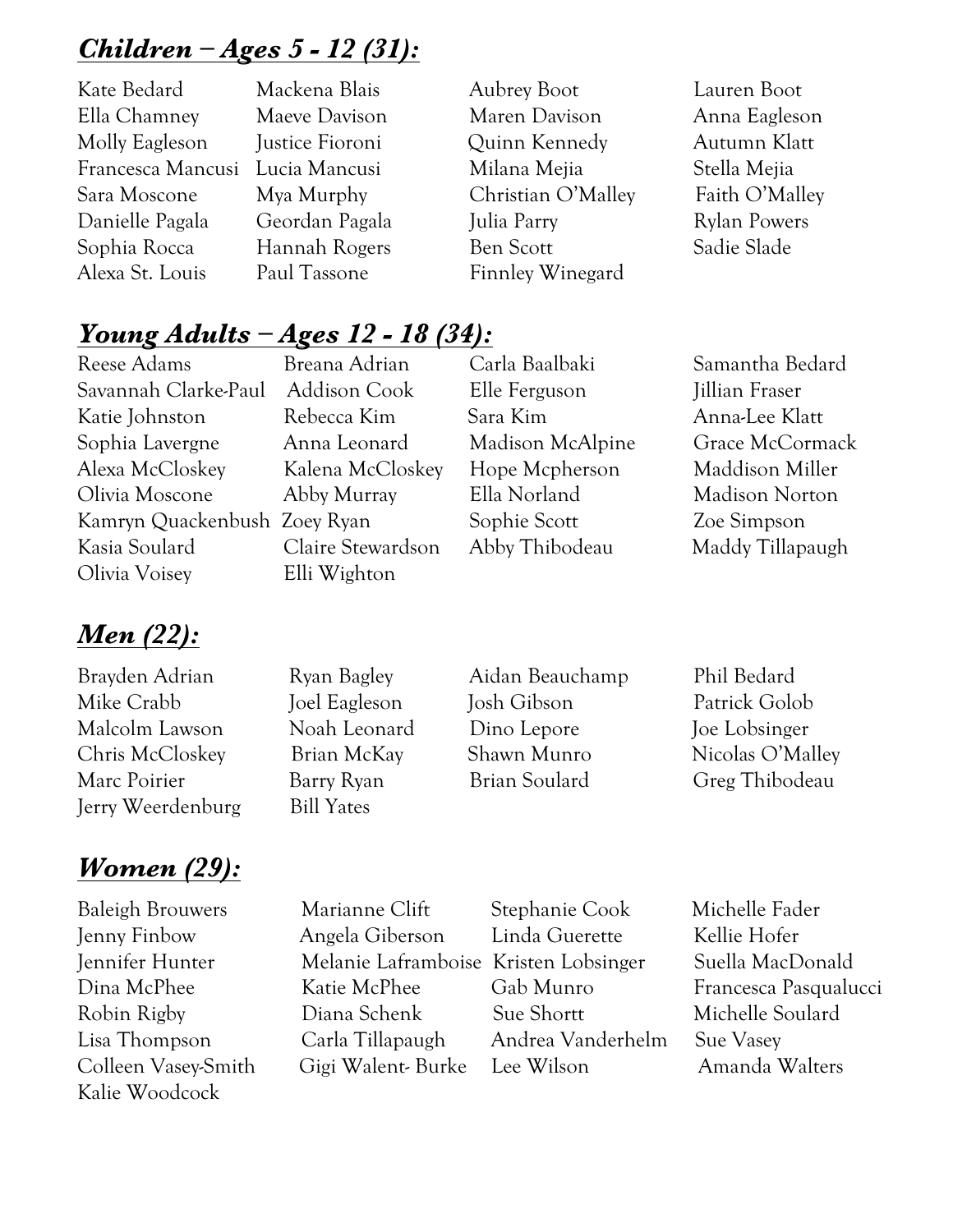## ***Children – Ages 5 - 12 (31):***

| | | | |
|---|---|---|---|
| Kate Bedard | Mackena Blais | Aubrey Boot | Lauren Boot |
| Ella Chamney | Maeve Davison | Maren Davison | Anna Eagleson |
| Molly Eagleson | Justice Fioroni | Quinn Kennedy | Autumn Klatt |
| Francesca Mancusi | Lucia Mancusi | Milana Mejia | Stella Mejia |
| Sara Moscone | Mya Murphy | Christian O'Malley | Faith O'Malley |
| Danielle Pagala | Geordan Pagala | Julia Parry | Rylan Powers |
| Sophia Rocca | Hannah Rogers | Ben Scott | Sadie Slade |
| Alexa St. Louis | Paul Tassone | Finnley Winegard | |

## ***Young Adults – Ages 12 - 18 (34):***

| | | | |
|---|---|---|---|
| Reese Adams | Breana Adrian | Carla Baalbaki | Samantha Bedard |
| Savannah Clarke-Paul | Addison Cook | Elle Ferguson | Jillian Fraser |
| Katie Johnston | Rebecca Kim | Sara Kim | Anna-Lee Klatt |
| Sophia Lavergne | Anna Leonard | Madison McAlpine | Grace McCormack |
| Alexa McCloskey | Kalena McCloskey | Hope Mcpherson | Maddison Miller |
| Olivia Moscone | Abby Murray | Ella Norland | Madison Norton |
| Kamryn Quackenbush | Zoey Ryan | Sophie Scott | Zoe Simpson |
| Kasia Soulard | Claire Stewardson | Abby Thibodeau | Maddy Tillapaugh |
| Olivia Voisey | Elli Wighton | | |

## ***Men (22):***

| | | | |
|---|---|---|---|
| Brayden Adrian | Ryan Bagley | Aidan Beauchamp | Phil Bedard |
| Mike Crabb | Joel Eagleson | Josh Gibson | Patrick Golob |
| Malcolm Lawson | Noah Leonard | Dino Lepore | Joe Lobsinger |
| Chris McCloskey | Brian McKay | Shawn Munro | Nicolas O'Malley |
| Marc Poirier | Barry Ryan | Brian Soulard | Greg Thibodeau |
| Jerry Weerdenburg | Bill Yates | | |

## ***Women (29):***

| | | | |
|---|---|---|---|
| Baleigh Brouwers | Marianne Clift | Stephanie Cook | Michelle Fader |
| Jenny Finbow | Angela Giberson | Linda Guerette | Kellie Hofer |
| Jennifer Hunter | Melanie Laframboise | Kristen Lobsinger | Suella MacDonald |
| Dina McPhee | Katie McPhee | Gab Munro | Francesca Pasqualucci |
| Robin Rigby | Diana Schenk | Sue Shortt | Michelle Soulard |
| Lisa Thompson | Carla Tillapaugh | Andrea Vanderhelm | Sue Vasey |
| Colleen Vasey-Smith | Gigi Walent- Burke | Lee Wilson | Amanda Walters |
| Kalie Woodcock | | | |